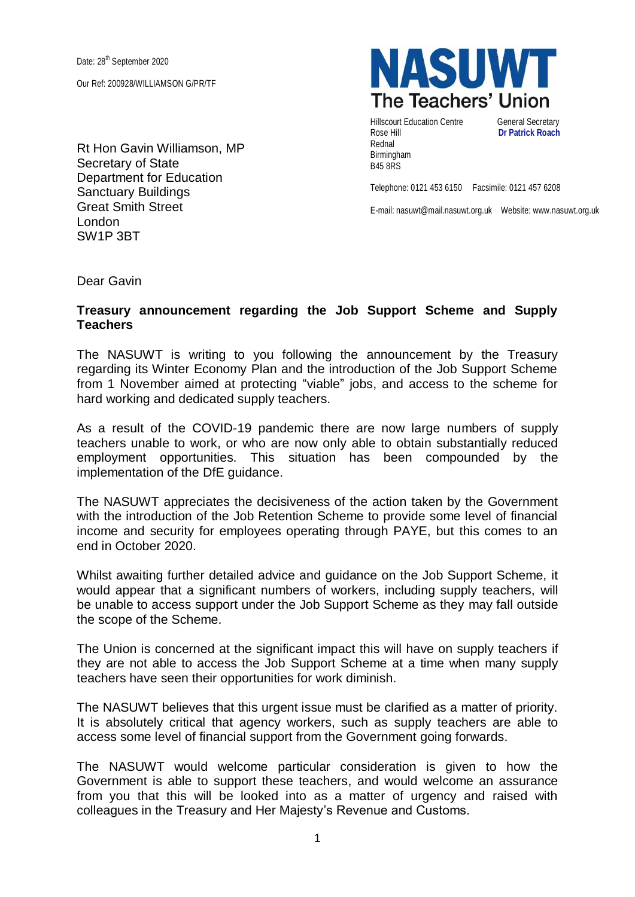Date: 28th September 2020

Our Ref: 200928/WILLIAMSON G/PR/TF

**NASUWT**
**The Teachers' Union**

Hillscourt Education Centre
Rose Hill
Rednal
Birmingham
B45 8RS

General Secretary
**Dr Patrick Roach**

Telephone: 0121 453 6150 Facsimile: 0121 457 6208

E-mail: nasuwt@mail.nasuwt.org.uk Website: www.nasuwt.org.uk

Rt Hon Gavin Williamson, MP
Secretary of State
Department for Education
Sanctuary Buildings
Great Smith Street
London
SW1P 3BT

Dear Gavin

**Treasury announcement regarding the Job Support Scheme and Supply Teachers**

The NASUWT is writing to you following the announcement by the Treasury regarding its Winter Economy Plan and the introduction of the Job Support Scheme from 1 November aimed at protecting "viable" jobs, and access to the scheme for hard working and dedicated supply teachers.

As a result of the COVID-19 pandemic there are now large numbers of supply teachers unable to work, or who are now only able to obtain substantially reduced employment opportunities. This situation has been compounded by the implementation of the DfE guidance.

The NASUWT appreciates the decisiveness of the action taken by the Government with the introduction of the Job Retention Scheme to provide some level of financial income and security for employees operating through PAYE, but this comes to an end in October 2020.

Whilst awaiting further detailed advice and guidance on the Job Support Scheme, it would appear that a significant numbers of workers, including supply teachers, will be unable to access support under the Job Support Scheme as they may fall outside the scope of the Scheme.

The Union is concerned at the significant impact this will have on supply teachers if they are not able to access the Job Support Scheme at a time when many supply teachers have seen their opportunities for work diminish.

The NASUWT believes that this urgent issue must be clarified as a matter of priority. It is absolutely critical that agency workers, such as supply teachers are able to access some level of financial support from the Government going forwards.

The NASUWT would welcome particular consideration is given to how the Government is able to support these teachers, and would welcome an assurance from you that this will be looked into as a matter of urgency and raised with colleagues in the Treasury and Her Majesty's Revenue and Customs.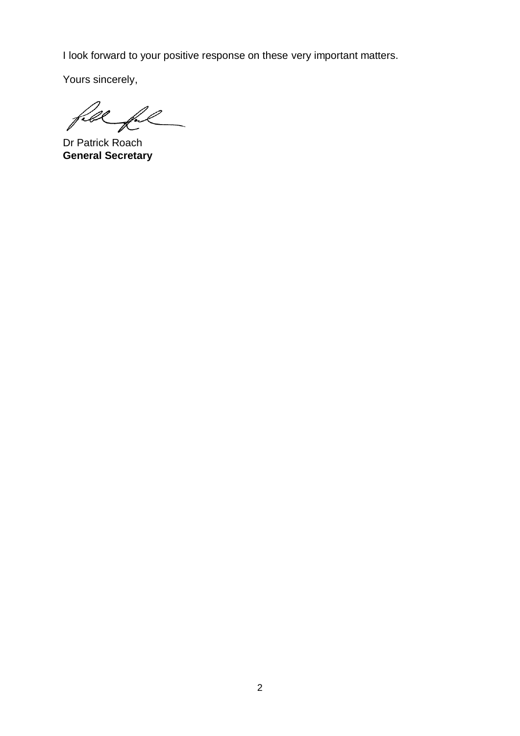I look forward to your positive response on these very important matters.

Yours sincerely,

Dr Patrick Roach
**General Secretary**